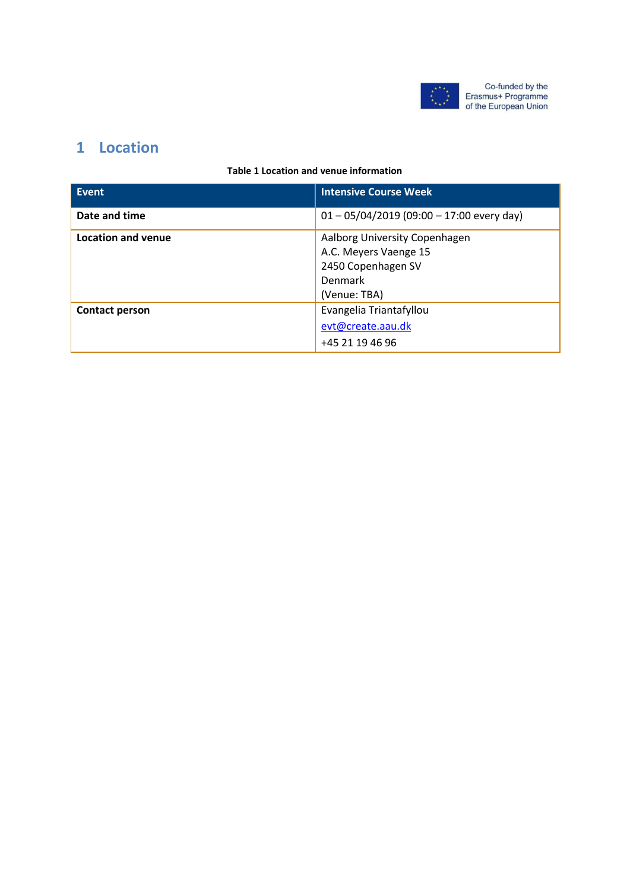Co-funded by the Erasmus+ Programme of the European Union

# 1 Location

**Table 1 Location and venue information**

| Event | Intensive Course Week |
|---|---|
| **Date and time** | 01 – 05/04/2019 (09:00 – 17:00 every day) |
| **Location and venue** | Aalborg University Copenhagen<br>A.C. Meyers Vaenge 15<br>2450 Copenhagen SV<br>Denmark<br>(Venue: TBA) |
| **Contact person** | Evangelia Triantafyllou<br>evt@create.aau.dk<br>+45 21 19 46 96 |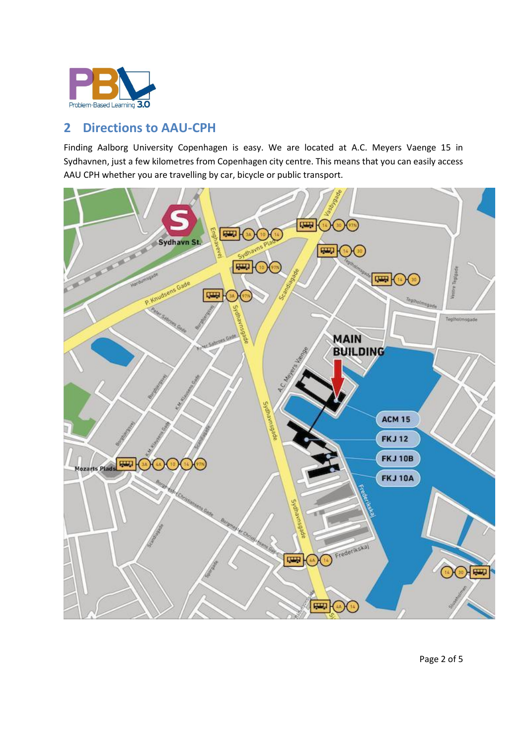## 2 Directions to AAU-CPH

Finding Aalborg University Copenhagen is easy. We are located at A.C. Meyers Vaenge 15 in Sydhavnen, just a few kilometres from Copenhagen city centre. This means that you can easily access AAU CPH whether you are travelling by car, bicycle or public transport.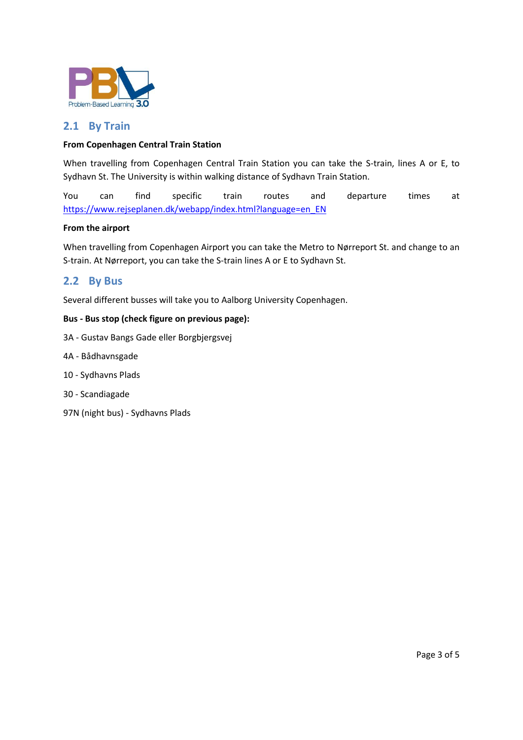## 2.1 By Train

**From Copenhagen Central Train Station**

When travelling from Copenhagen Central Train Station you can take the S-train, lines A or E, to Sydhavn St. The University is within walking distance of Sydhavn Train Station.

You can find specific train routes and departure times at https://www.rejseplanen.dk/webapp/index.html?language=en_EN

**From the airport**

When travelling from Copenhagen Airport you can take the Metro to Nørreport St. and change to an S-train. At Nørreport, you can take the S-train lines A or E to Sydhavn St.

## 2.2 By Bus

Several different busses will take you to Aalborg University Copenhagen.

**Bus - Bus stop (check figure on previous page):**

3A - Gustav Bangs Gade eller Borgbjergsvej

4A - Bådhavnsgade

10 - Sydhavns Plads

30 - Scandiagade

97N (night bus) - Sydhavns Plads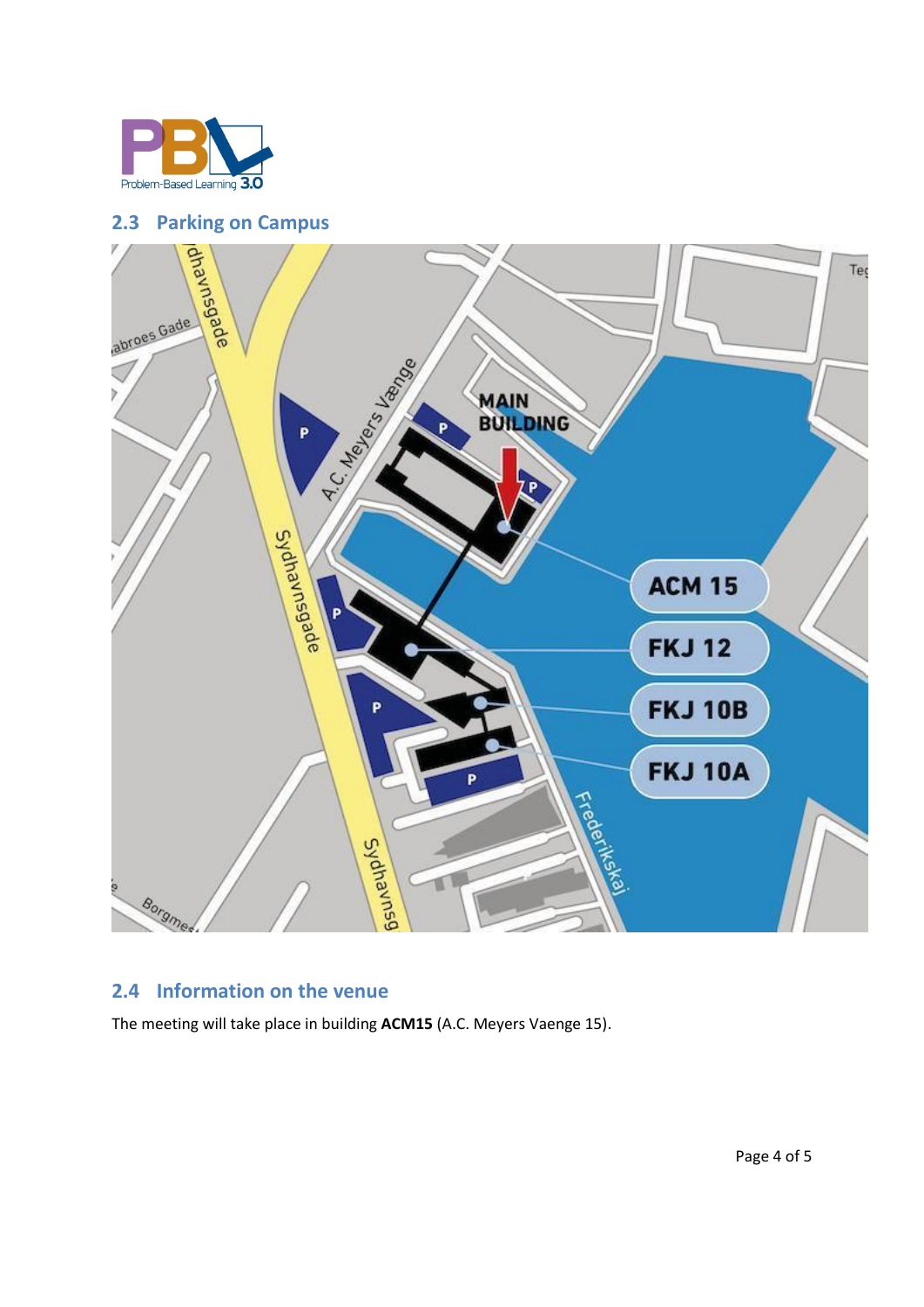## 2.3 Parking on Campus

## 2.4 Information on the venue

The meeting will take place in building **ACM15** (A.C. Meyers Vaenge 15).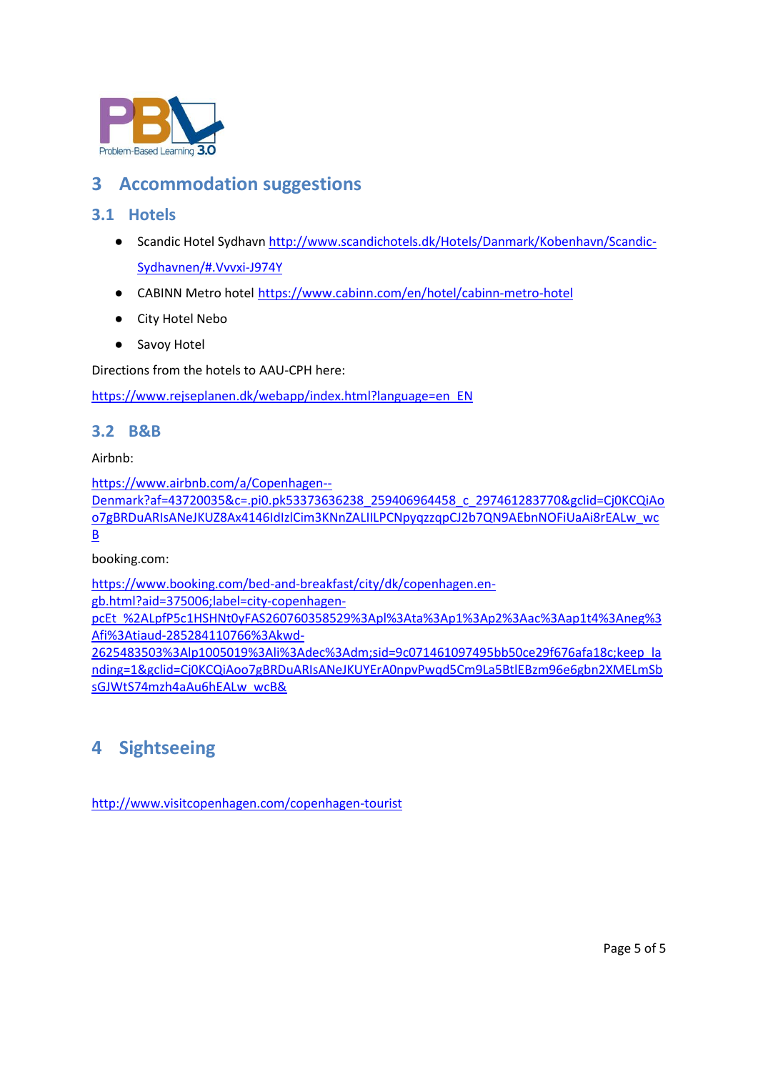## 3 Accommodation suggestions

### 3.1 Hotels

- Scandic Hotel Sydhavn http://www.scandichotels.dk/Hotels/Danmark/Kobenhavn/Scandic-Sydhavnen/#.Vvvxi-J974Y
- CABINN Metro hotel https://www.cabinn.com/en/hotel/cabinn-metro-hotel
- City Hotel Nebo
- Savoy Hotel

Directions from the hotels to AAU-CPH here:

https://www.rejseplanen.dk/webapp/index.html?language=en_EN

### 3.2 B&B

Airbnb:

https://www.airbnb.com/a/Copenhagen--Denmark?af=43720035&c=.pi0.pk53373636238_259406964458_c_297461283770&gclid=Cj0KCQiAoo7gBRDuARIsANeJKUZ8Ax4146IdIzlCim3KNnZALIILPCNpyqzzqpCJ2b7QN9AEbnNOFiUaAi8rEALw_wcB

booking.com:

https://www.booking.com/bed-and-breakfast/city/dk/copenhagen.en-gb.html?aid=375006;label=city-copenhagen-pcEt_%2ALpfP5c1HSHNt0yFAS260760358529%3Apl%3Ata%3Ap1%3Ap2%3Aac%3Aap1t4%3Aneg%3Afi%3Atiaud-285284110766%3Akwd-2625483503%3Alp1005019%3Ali%3Adec%3Adm;sid=9c071461097495bb50ce29f676afa18c;keep_landing=1&gclid=Cj0KCQiAoo7gBRDuARIsANeJKUYErA0npvPwqd5Cm9La5BtlEBzm96e6gbn2XMELmSbsGJWtS74mzh4aAu6hEALw_wcB&

## 4 Sightseeing

http://www.visitcopenhagen.com/copenhagen-tourist